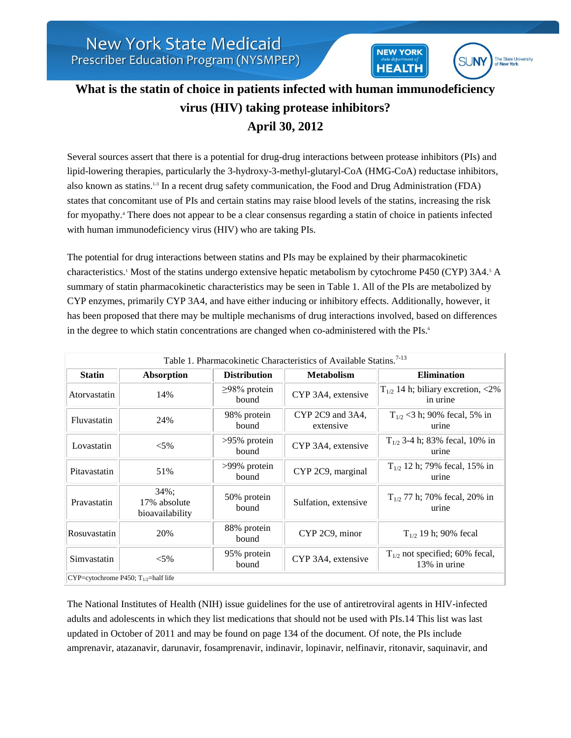New York State Medicaid Prescriber Education Program (NYSMPEP)

# What is the statin of choice in patients infected with human immunodeficiency virus (HIV) taking protease inhibitors?

## April 30, 2012

Several sources assert that there is a potential for drug-drug interactions between protease inhibitors (PIs) and lipid-lowering therapies, particularly the 3-hydroxy-3-methyl-glutaryl-CoA (HMG-CoA) reductase inhibitors, also known as statins.[1-3] In a recent drug safety communication, the Food and Drug Administration (FDA) states that concomitant use of PIs and certain statins may raise blood levels of the statins, increasing the risk for myopathy.[4] There does not appear to be a clear consensus regarding a statin of choice in patients infected with human immunodeficiency virus (HIV) who are taking PIs.

The potential for drug interactions between statins and PIs may be explained by their pharmacokinetic characteristics.[1] Most of the statins undergo extensive hepatic metabolism by cytochrome P450 (CYP) 3A4.[5] A summary of statin pharmacokinetic characteristics may be seen in Table 1. All of the PIs are metabolized by CYP enzymes, primarily CYP 3A4, and have either inducing or inhibitory effects. Additionally, however, it has been proposed that there may be multiple mechanisms of drug interactions involved, based on differences in the degree to which statin concentrations are changed when co-administered with the PIs.[6]

Table 1. Pharmacokinetic Characteristics of Available Statins.[7-13]

| Statin | Absorption | Distribution | Metabolism | Elimination |
|---|---|---|---|---|
| Atorvastatin | 14% | ≥98% protein bound | CYP 3A4, extensive | $T_{1/2}$ 14 h; biliary excretion, <2% in urine |
| Fluvastatin | 24% | 98% protein bound | CYP 2C9 and 3A4, extensive | $T_{1/2}$ <3 h; 90% fecal, 5% in urine |
| Lovastatin | <5% | >95% protein bound | CYP 3A4, extensive | $T_{1/2}$ 3-4 h; 83% fecal, 10% in urine |
| Pitavastatin | 51% | >99% protein bound | CYP 2C9, marginal | $T_{1/2}$ 12 h; 79% fecal, 15% in urine |
| Pravastatin | 34%; 17% absolute bioavailability | 50% protein bound | Sulfation, extensive | $T_{1/2}$ 77 h; 70% fecal, 20% in urine |
| Rosuvastatin | 20% | 88% protein bound | CYP 2C9, minor | $T_{1/2}$ 19 h; 90% fecal |
| Simvastatin | <5% | 95% protein bound | CYP 3A4, extensive | $T_{1/2}$ not specified; 60% fecal, 13% in urine |

CYP=cytochrome P450; $T_{1/2}$=half life

The National Institutes of Health (NIH) issue guidelines for the use of antiretroviral agents in HIV-infected adults and adolescents in which they list medications that should not be used with PIs.14 This list was last updated in October of 2011 and may be found on page 134 of the document. Of note, the PIs include amprenavir, atazanavir, darunavir, fosamprenavir, indinavir, lopinavir, nelfinavir, ritonavir, saquinavir, and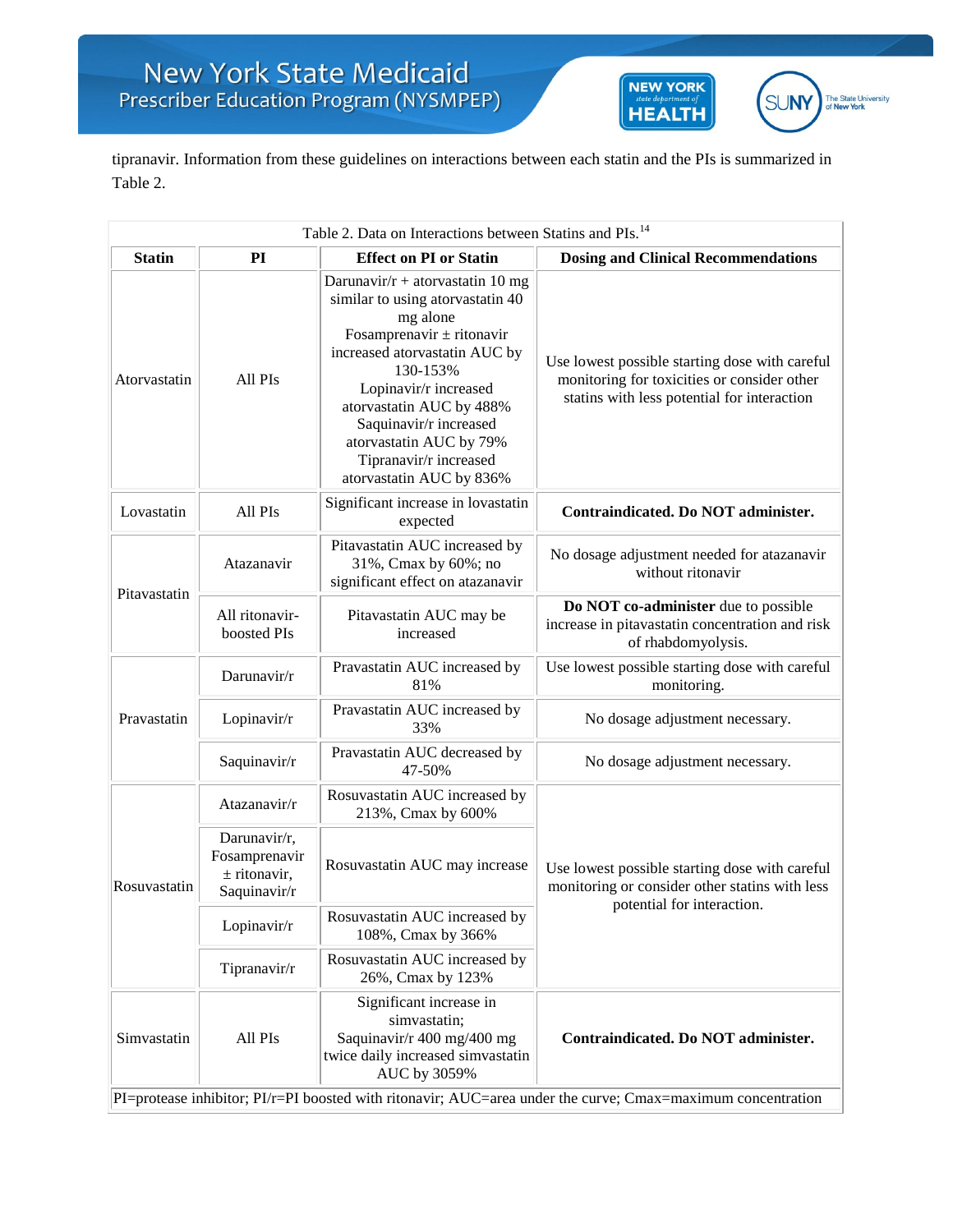tipranavir. Information from these guidelines on interactions between each statin and the PIs is summarized in Table 2.

Table 2. Data on Interactions between Statins and PIs.[14]

| Statin | PI | Effect on PI or Statin | Dosing and Clinical Recommendations |
|---|---|---|---|
| Atorvastatin | All PIs | Darunavir/r + atorvastatin 10 mg similar to using atorvastatin 40 mg alone<br>Fosamprenavir ± ritonavir increased atorvastatin AUC by 130-153%<br>Lopinavir/r increased atorvastatin AUC by 488%<br>Saquinavir/r increased atorvastatin AUC by 79%<br>Tipranavir/r increased atorvastatin AUC by 836% | Use lowest possible starting dose with careful monitoring for toxicities or consider other statins with less potential for interaction |
| Lovastatin | All PIs | Significant increase in lovastatin expected | **Contraindicated. Do NOT administer.** |
| Pitavastatin | Atazanavir | Pitavastatin AUC increased by 31%, Cmax by 60%; no significant effect on atazanavir | No dosage adjustment needed for atazanavir without ritonavir |
| | All ritonavir-boosted PIs | Pitavastatin AUC may be increased | **Do NOT co-administer** due to possible increase in pitavastatin concentration and risk of rhabdomyolysis. |
| Pravastatin | Darunavir/r | Pravastatin AUC increased by 81% | Use lowest possible starting dose with careful monitoring. |
| | Lopinavir/r | Pravastatin AUC increased by 33% | No dosage adjustment necessary. |
| | Saquinavir/r | Pravastatin AUC decreased by 47-50% | No dosage adjustment necessary. |
| Rosuvastatin | Atazanavir/r | Rosuvastatin AUC increased by 213%, Cmax by 600% | Use lowest possible starting dose with careful monitoring or consider other statins with less potential for interaction. |
| | Darunavir/r, Fosamprenavir ± ritonavir, Saquinavir/r | Rosuvastatin AUC may increase | |
| | Lopinavir/r | Rosuvastatin AUC increased by 108%, Cmax by 366% | |
| | Tipranavir/r | Rosuvastatin AUC increased by 26%, Cmax by 123% | |
| Simvastatin | All PIs | Significant increase in simvastatin;<br>Saquinavir/r 400 mg/400 mg twice daily increased simvastatin AUC by 3059% | **Contraindicated. Do NOT administer.** |

PI=protease inhibitor; PI/r=PI boosted with ritonavir; AUC=area under the curve; Cmax=maximum concentration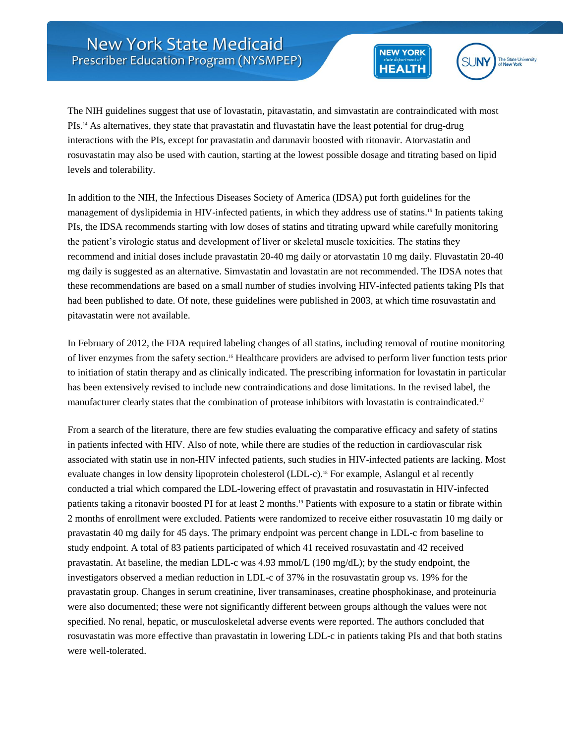The NIH guidelines suggest that use of lovastatin, pitavastatin, and simvastatin are contraindicated with most PIs.[14] As alternatives, they state that pravastatin and fluvastatin have the least potential for drug-drug interactions with the PIs, except for pravastatin and darunavir boosted with ritonavir. Atorvastatin and rosuvastatin may also be used with caution, starting at the lowest possible dosage and titrating based on lipid levels and tolerability.

In addition to the NIH, the Infectious Diseases Society of America (IDSA) put forth guidelines for the management of dyslipidemia in HIV-infected patients, in which they address use of statins.[15] In patients taking PIs, the IDSA recommends starting with low doses of statins and titrating upward while carefully monitoring the patient's virologic status and development of liver or skeletal muscle toxicities. The statins they recommend and initial doses include pravastatin 20-40 mg daily or atorvastatin 10 mg daily. Fluvastatin 20-40 mg daily is suggested as an alternative. Simvastatin and lovastatin are not recommended. The IDSA notes that these recommendations are based on a small number of studies involving HIV-infected patients taking PIs that had been published to date. Of note, these guidelines were published in 2003, at which time rosuvastatin and pitavastatin were not available.

In February of 2012, the FDA required labeling changes of all statins, including removal of routine monitoring of liver enzymes from the safety section.[16] Healthcare providers are advised to perform liver function tests prior to initiation of statin therapy and as clinically indicated. The prescribing information for lovastatin in particular has been extensively revised to include new contraindications and dose limitations. In the revised label, the manufacturer clearly states that the combination of protease inhibitors with lovastatin is contraindicated.[17]

From a search of the literature, there are few studies evaluating the comparative efficacy and safety of statins in patients infected with HIV. Also of note, while there are studies of the reduction in cardiovascular risk associated with statin use in non-HIV infected patients, such studies in HIV-infected patients are lacking. Most evaluate changes in low density lipoprotein cholesterol (LDL-c).[18] For example, Aslangul et al recently conducted a trial which compared the LDL-lowering effect of pravastatin and rosuvastatin in HIV-infected patients taking a ritonavir boosted PI for at least 2 months.[19] Patients with exposure to a statin or fibrate within 2 months of enrollment were excluded. Patients were randomized to receive either rosuvastatin 10 mg daily or pravastatin 40 mg daily for 45 days. The primary endpoint was percent change in LDL-c from baseline to study endpoint. A total of 83 patients participated of which 41 received rosuvastatin and 42 received pravastatin. At baseline, the median LDL-c was 4.93 mmol/L (190 mg/dL); by the study endpoint, the investigators observed a median reduction in LDL-c of 37% in the rosuvastatin group vs. 19% for the pravastatin group. Changes in serum creatinine, liver transaminases, creatine phosphokinase, and proteinuria were also documented; these were not significantly different between groups although the values were not specified. No renal, hepatic, or musculoskeletal adverse events were reported. The authors concluded that rosuvastatin was more effective than pravastatin in lowering LDL-c in patients taking PIs and that both statins were well-tolerated.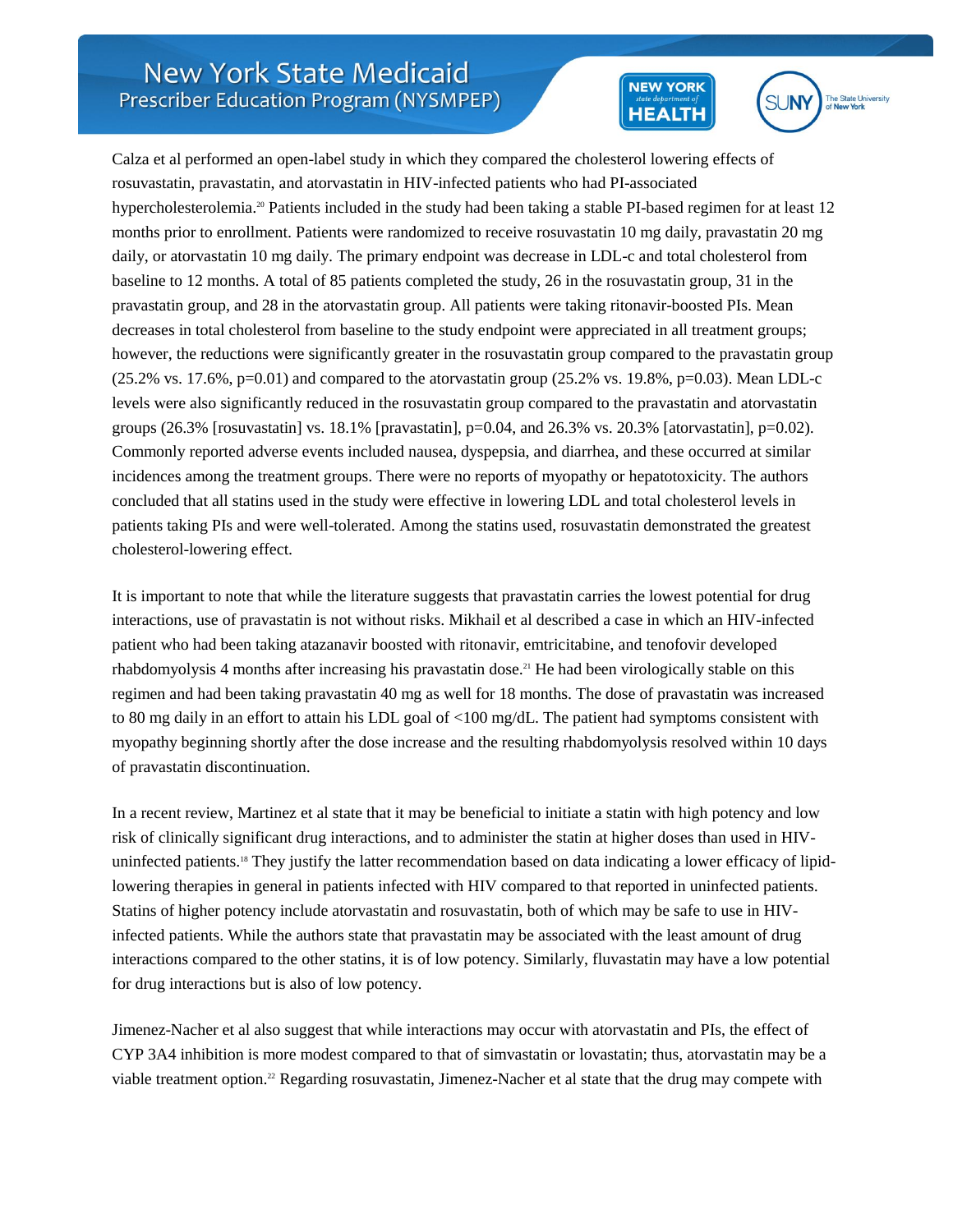Calza et al performed an open-label study in which they compared the cholesterol lowering effects of rosuvastatin, pravastatin, and atorvastatin in HIV-infected patients who had PI-associated hypercholesterolemia.[20] Patients included in the study had been taking a stable PI-based regimen for at least 12 months prior to enrollment. Patients were randomized to receive rosuvastatin 10 mg daily, pravastatin 20 mg daily, or atorvastatin 10 mg daily. The primary endpoint was decrease in LDL-c and total cholesterol from baseline to 12 months. A total of 85 patients completed the study, 26 in the rosuvastatin group, 31 in the pravastatin group, and 28 in the atorvastatin group. All patients were taking ritonavir-boosted PIs. Mean decreases in total cholesterol from baseline to the study endpoint were appreciated in all treatment groups; however, the reductions were significantly greater in the rosuvastatin group compared to the pravastatin group (25.2% vs. 17.6%, p=0.01) and compared to the atorvastatin group (25.2% vs. 19.8%, p=0.03). Mean LDL-c levels were also significantly reduced in the rosuvastatin group compared to the pravastatin and atorvastatin groups (26.3% [rosuvastatin] vs. 18.1% [pravastatin], p=0.04, and 26.3% vs. 20.3% [atorvastatin], p=0.02). Commonly reported adverse events included nausea, dyspepsia, and diarrhea, and these occurred at similar incidences among the treatment groups. There were no reports of myopathy or hepatotoxicity. The authors concluded that all statins used in the study were effective in lowering LDL and total cholesterol levels in patients taking PIs and were well-tolerated. Among the statins used, rosuvastatin demonstrated the greatest cholesterol-lowering effect.

It is important to note that while the literature suggests that pravastatin carries the lowest potential for drug interactions, use of pravastatin is not without risks. Mikhail et al described a case in which an HIV-infected patient who had been taking atazanavir boosted with ritonavir, emtricitabine, and tenofovir developed rhabdomyolysis 4 months after increasing his pravastatin dose.[21] He had been virologically stable on this regimen and had been taking pravastatin 40 mg as well for 18 months. The dose of pravastatin was increased to 80 mg daily in an effort to attain his LDL goal of <100 mg/dL. The patient had symptoms consistent with myopathy beginning shortly after the dose increase and the resulting rhabdomyolysis resolved within 10 days of pravastatin discontinuation.

In a recent review, Martinez et al state that it may be beneficial to initiate a statin with high potency and low risk of clinically significant drug interactions, and to administer the statin at higher doses than used in HIV-uninfected patients.[18] They justify the latter recommendation based on data indicating a lower efficacy of lipid-lowering therapies in general in patients infected with HIV compared to that reported in uninfected patients. Statins of higher potency include atorvastatin and rosuvastatin, both of which may be safe to use in HIV-infected patients. While the authors state that pravastatin may be associated with the least amount of drug interactions compared to the other statins, it is of low potency. Similarly, fluvastatin may have a low potential for drug interactions but is also of low potency.

Jimenez-Nacher et al also suggest that while interactions may occur with atorvastatin and PIs, the effect of CYP 3A4 inhibition is more modest compared to that of simvastatin or lovastatin; thus, atorvastatin may be a viable treatment option.[22] Regarding rosuvastatin, Jimenez-Nacher et al state that the drug may compete with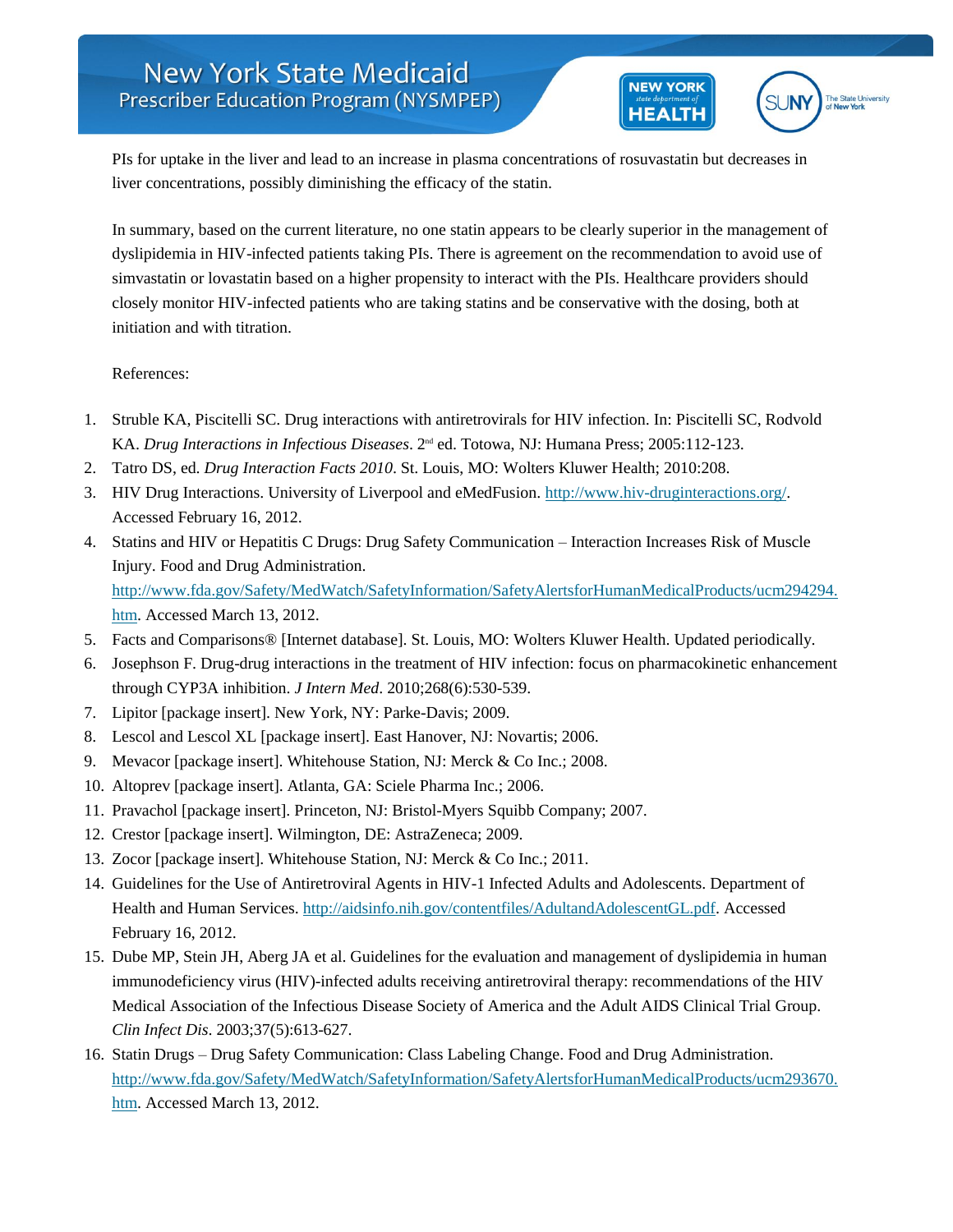PIs for uptake in the liver and lead to an increase in plasma concentrations of rosuvastatin but decreases in liver concentrations, possibly diminishing the efficacy of the statin.

In summary, based on the current literature, no one statin appears to be clearly superior in the management of dyslipidemia in HIV-infected patients taking PIs. There is agreement on the recommendation to avoid use of simvastatin or lovastatin based on a higher propensity to interact with the PIs. Healthcare providers should closely monitor HIV-infected patients who are taking statins and be conservative with the dosing, both at initiation and with titration.

References:

1. Struble KA, Piscitelli SC. Drug interactions with antiretrovirals for HIV infection. In: Piscitelli SC, Rodvold KA. *Drug Interactions in Infectious Diseases*. 2nd ed. Totowa, NJ: Humana Press; 2005:112-123.
2. Tatro DS, ed. *Drug Interaction Facts 2010*. St. Louis, MO: Wolters Kluwer Health; 2010:208.
3. HIV Drug Interactions. University of Liverpool and eMedFusion. http://www.hiv-druginteractions.org/. Accessed February 16, 2012.
4. Statins and HIV or Hepatitis C Drugs: Drug Safety Communication – Interaction Increases Risk of Muscle Injury. Food and Drug Administration. http://www.fda.gov/Safety/MedWatch/SafetyInformation/SafetyAlertsforHumanMedicalProducts/ucm294294.htm. Accessed March 13, 2012.
5. Facts and Comparisons® [Internet database]. St. Louis, MO: Wolters Kluwer Health. Updated periodically.
6. Josephson F. Drug-drug interactions in the treatment of HIV infection: focus on pharmacokinetic enhancement through CYP3A inhibition. *J Intern Med*. 2010;268(6):530-539.
7. Lipitor [package insert]. New York, NY: Parke-Davis; 2009.
8. Lescol and Lescol XL [package insert]. East Hanover, NJ: Novartis; 2006.
9. Mevacor [package insert]. Whitehouse Station, NJ: Merck & Co Inc.; 2008.
10. Altoprev [package insert]. Atlanta, GA: Sciele Pharma Inc.; 2006.
11. Pravachol [package insert]. Princeton, NJ: Bristol-Myers Squibb Company; 2007.
12. Crestor [package insert]. Wilmington, DE: AstraZeneca; 2009.
13. Zocor [package insert]. Whitehouse Station, NJ: Merck & Co Inc.; 2011.
14. Guidelines for the Use of Antiretroviral Agents in HIV-1 Infected Adults and Adolescents. Department of Health and Human Services. http://aidsinfo.nih.gov/contentfiles/AdultandAdolescentGL.pdf. Accessed February 16, 2012.
15. Dube MP, Stein JH, Aberg JA et al. Guidelines for the evaluation and management of dyslipidemia in human immunodeficiency virus (HIV)-infected adults receiving antiretroviral therapy: recommendations of the HIV Medical Association of the Infectious Disease Society of America and the Adult AIDS Clinical Trial Group. *Clin Infect Dis*. 2003;37(5):613-627.
16. Statin Drugs – Drug Safety Communication: Class Labeling Change. Food and Drug Administration. http://www.fda.gov/Safety/MedWatch/SafetyInformation/SafetyAlertsforHumanMedicalProducts/ucm293670.htm. Accessed March 13, 2012.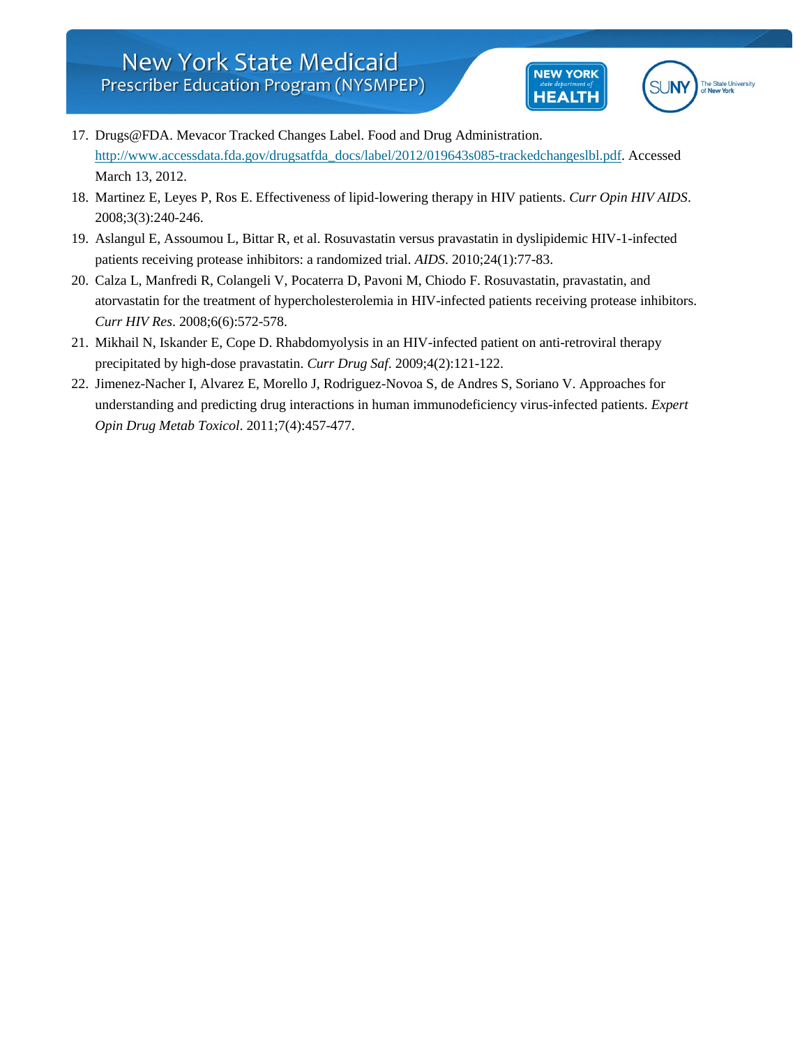17. Drugs@FDA. Mevacor Tracked Changes Label. Food and Drug Administration. http://www.accessdata.fda.gov/drugsatfda_docs/label/2012/019643s085-trackedchangeslbl.pdf. Accessed March 13, 2012.
18. Martinez E, Leyes P, Ros E. Effectiveness of lipid-lowering therapy in HIV patients. *Curr Opin HIV AIDS*. 2008;3(3):240-246.
19. Aslangul E, Assoumou L, Bittar R, et al. Rosuvastatin versus pravastatin in dyslipidemic HIV-1-infected patients receiving protease inhibitors: a randomized trial. *AIDS*. 2010;24(1):77-83.
20. Calza L, Manfredi R, Colangeli V, Pocaterra D, Pavoni M, Chiodo F. Rosuvastatin, pravastatin, and atorvastatin for the treatment of hypercholesterolemia in HIV-infected patients receiving protease inhibitors. *Curr HIV Res*. 2008;6(6):572-578.
21. Mikhail N, Iskander E, Cope D. Rhabdomyolysis in an HIV-infected patient on anti-retroviral therapy precipitated by high-dose pravastatin. *Curr Drug Saf*. 2009;4(2):121-122.
22. Jimenez-Nacher I, Alvarez E, Morello J, Rodriguez-Novoa S, de Andres S, Soriano V. Approaches for understanding and predicting drug interactions in human immunodeficiency virus-infected patients. *Expert Opin Drug Metab Toxicol*. 2011;7(4):457-477.